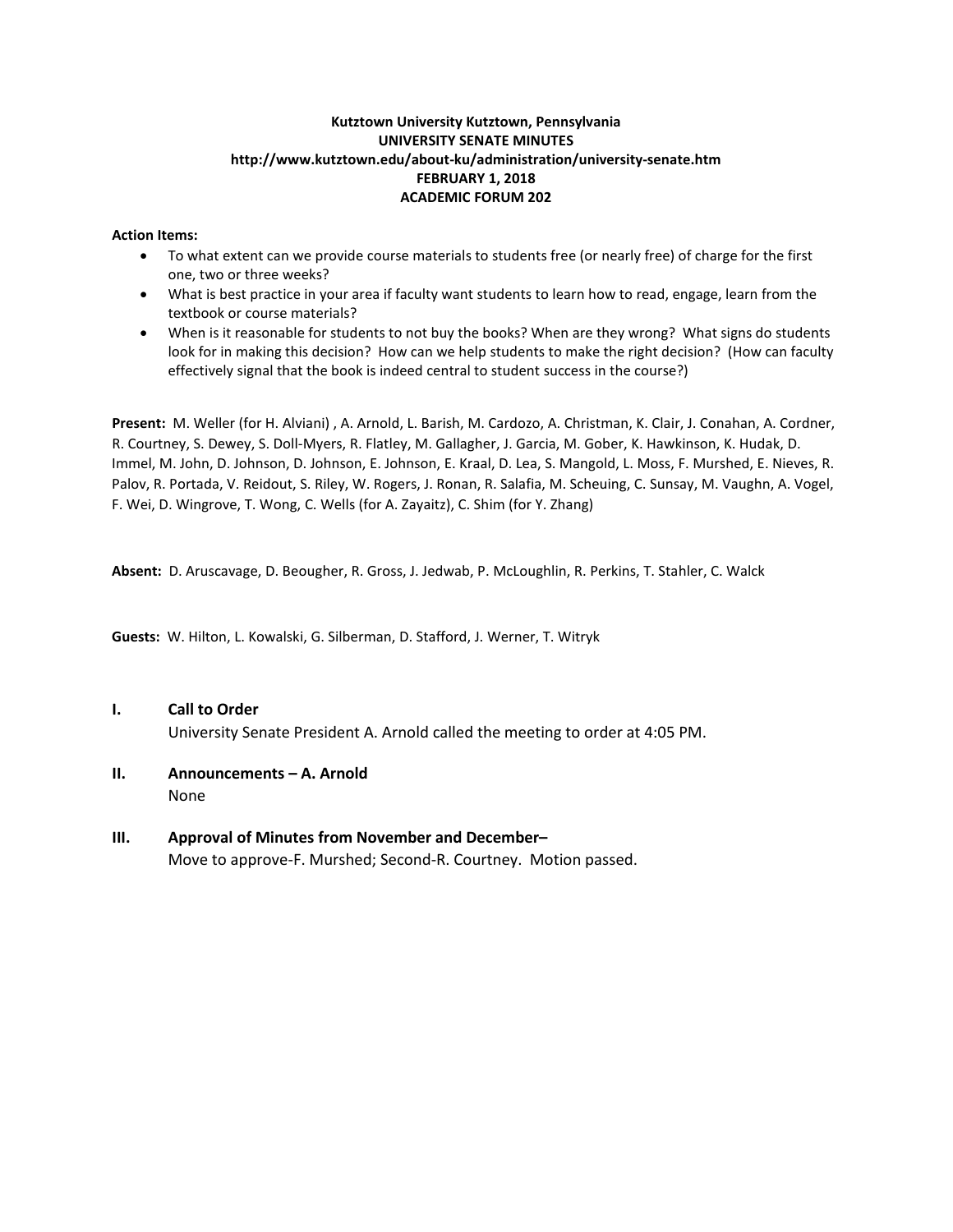**Kutztown University Kutztown, Pennsylvania**
**UNIVERSITY SENATE MINUTES**
**http://www.kutztown.edu/about-ku/administration/university-senate.htm**
**FEBRUARY 1, 2018**
**ACADEMIC FORUM 202**

**Action Items:**

- To what extent can we provide course materials to students free (or nearly free) of charge for the first one, two or three weeks?
- What is best practice in your area if faculty want students to learn how to read, engage, learn from the textbook or course materials?
- When is it reasonable for students to not buy the books? When are they wrong? What signs do students look for in making this decision? How can we help students to make the right decision? (How can faculty effectively signal that the book is indeed central to student success in the course?)

**Present:** M. Weller (for H. Alviani) , A. Arnold, L. Barish, M. Cardozo, A. Christman, K. Clair, J. Conahan, A. Cordner, R. Courtney, S. Dewey, S. Doll-Myers, R. Flatley, M. Gallagher, J. Garcia, M. Gober, K. Hawkinson, K. Hudak, D. Immel, M. John, D. Johnson, D. Johnson, E. Johnson, E. Kraal, D. Lea, S. Mangold, L. Moss, F. Murshed, E. Nieves, R. Palov, R. Portada, V. Reidout, S. Riley, W. Rogers, J. Ronan, R. Salafia, M. Scheuing, C. Sunsay, M. Vaughn, A. Vogel, F. Wei, D. Wingrove, T. Wong, C. Wells (for A. Zayaitz), C. Shim (for Y. Zhang)

**Absent:** D. Aruscavage, D. Beougher, R. Gross, J. Jedwab, P. McLoughlin, R. Perkins, T. Stahler, C. Walck

**Guests:** W. Hilton, L. Kowalski, G. Silberman, D. Stafford, J. Werner, T. Witryk

## I. Call to Order

University Senate President A. Arnold called the meeting to order at 4:05 PM.

## II. Announcements – A. Arnold

None

## III. Approval of Minutes from November and December–

Move to approve-F. Murshed; Second-R. Courtney. Motion passed.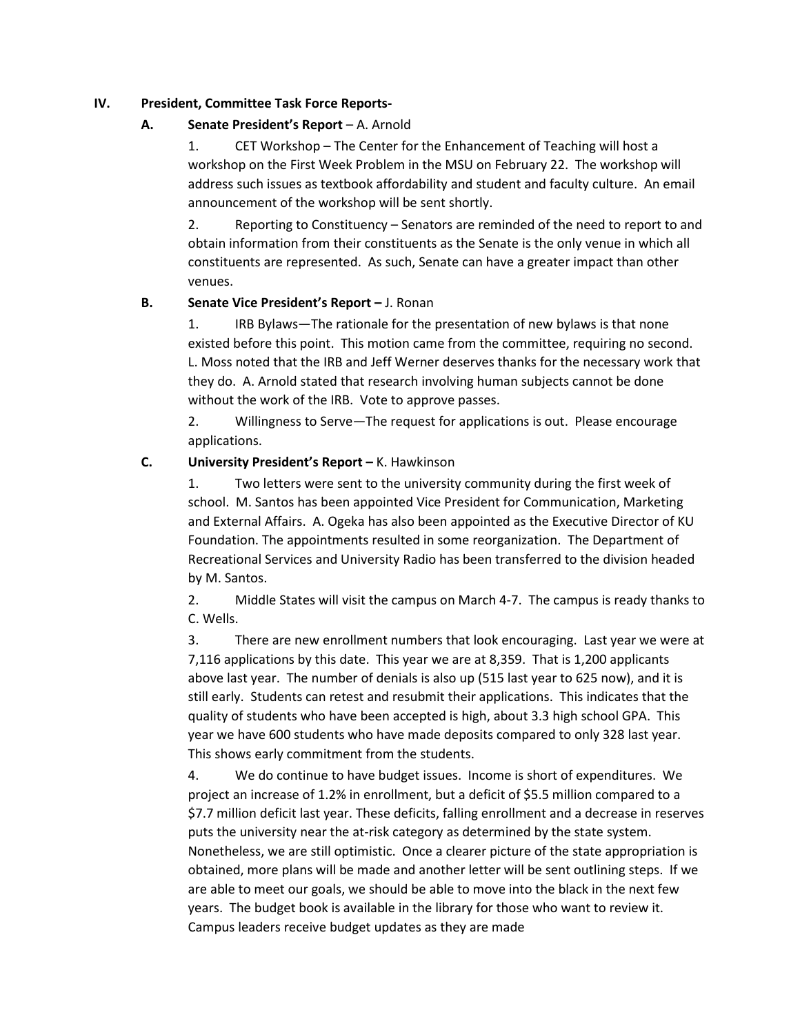## IV. President, Committee Task Force Reports-

### A. Senate President's Report – A. Arnold

1. CET Workshop – The Center for the Enhancement of Teaching will host a workshop on the First Week Problem in the MSU on February 22. The workshop will address such issues as textbook affordability and student and faculty culture. An email announcement of the workshop will be sent shortly.

2. Reporting to Constituency – Senators are reminded of the need to report to and obtain information from their constituents as the Senate is the only venue in which all constituents are represented. As such, Senate can have a greater impact than other venues.

### B. Senate Vice President's Report – J. Ronan

1. IRB Bylaws—The rationale for the presentation of new bylaws is that none existed before this point. This motion came from the committee, requiring no second. L. Moss noted that the IRB and Jeff Werner deserves thanks for the necessary work that they do. A. Arnold stated that research involving human subjects cannot be done without the work of the IRB. Vote to approve passes.

2. Willingness to Serve—The request for applications is out. Please encourage applications.

### C. University President's Report – K. Hawkinson

1. Two letters were sent to the university community during the first week of school. M. Santos has been appointed Vice President for Communication, Marketing and External Affairs. A. Ogeka has also been appointed as the Executive Director of KU Foundation. The appointments resulted in some reorganization. The Department of Recreational Services and University Radio has been transferred to the division headed by M. Santos.

2. Middle States will visit the campus on March 4-7. The campus is ready thanks to C. Wells.

3. There are new enrollment numbers that look encouraging. Last year we were at 7,116 applications by this date. This year we are at 8,359. That is 1,200 applicants above last year. The number of denials is also up (515 last year to 625 now), and it is still early. Students can retest and resubmit their applications. This indicates that the quality of students who have been accepted is high, about 3.3 high school GPA. This year we have 600 students who have made deposits compared to only 328 last year. This shows early commitment from the students.

4. We do continue to have budget issues. Income is short of expenditures. We project an increase of 1.2% in enrollment, but a deficit of \$5.5 million compared to a \$7.7 million deficit last year. These deficits, falling enrollment and a decrease in reserves puts the university near the at-risk category as determined by the state system. Nonetheless, we are still optimistic. Once a clearer picture of the state appropriation is obtained, more plans will be made and another letter will be sent outlining steps. If we are able to meet our goals, we should be able to move into the black in the next few years. The budget book is available in the library for those who want to review it. Campus leaders receive budget updates as they are made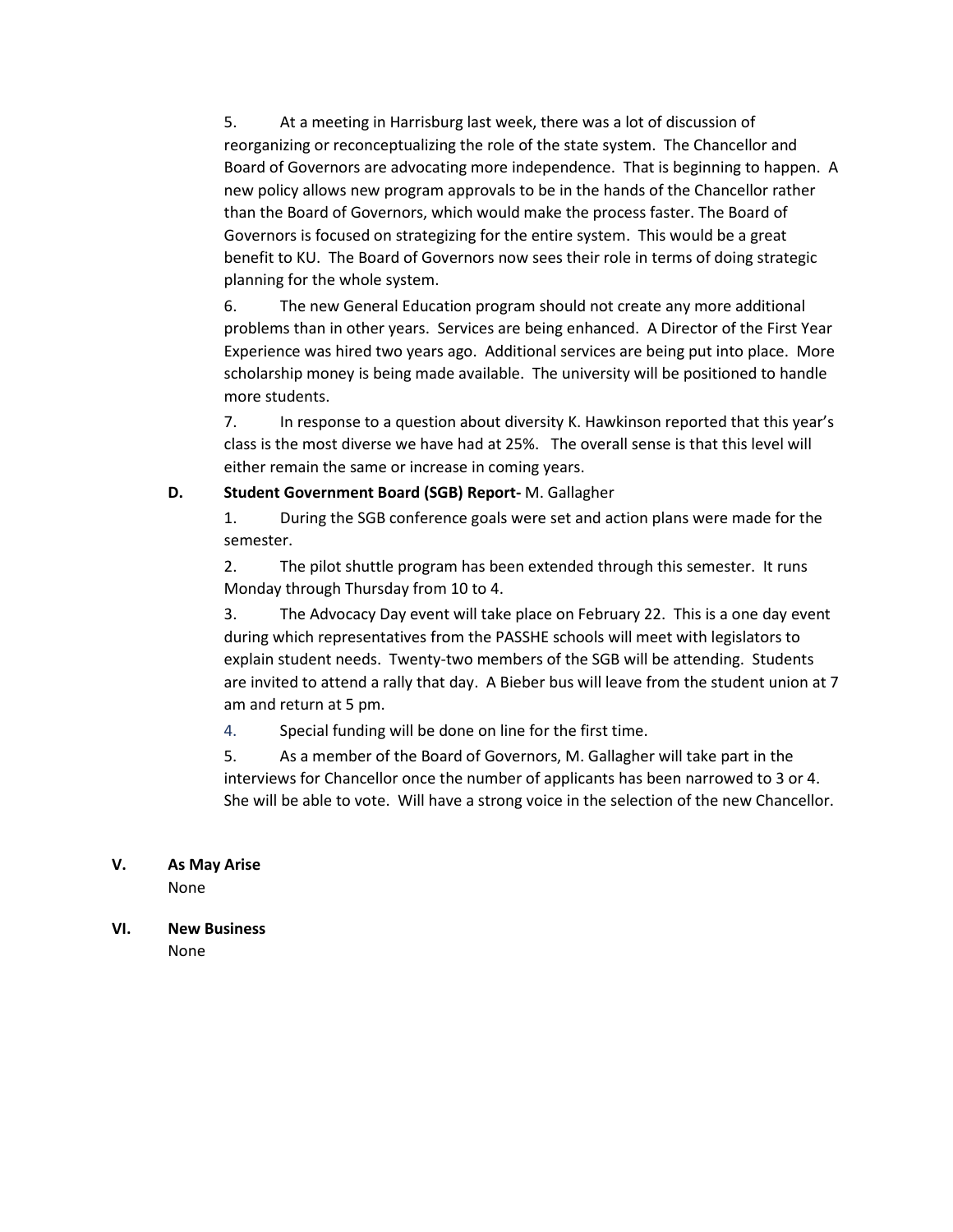5. At a meeting in Harrisburg last week, there was a lot of discussion of reorganizing or reconceptualizing the role of the state system. The Chancellor and Board of Governors are advocating more independence. That is beginning to happen. A new policy allows new program approvals to be in the hands of the Chancellor rather than the Board of Governors, which would make the process faster. The Board of Governors is focused on strategizing for the entire system. This would be a great benefit to KU. The Board of Governors now sees their role in terms of doing strategic planning for the whole system.

6. The new General Education program should not create any more additional problems than in other years. Services are being enhanced. A Director of the First Year Experience was hired two years ago. Additional services are being put into place. More scholarship money is being made available. The university will be positioned to handle more students.

7. In response to a question about diversity K. Hawkinson reported that this year's class is the most diverse we have had at 25%. The overall sense is that this level will either remain the same or increase in coming years.

**D. Student Government Board (SGB) Report-** M. Gallagher

1. During the SGB conference goals were set and action plans were made for the semester.

2. The pilot shuttle program has been extended through this semester. It runs Monday through Thursday from 10 to 4.

3. The Advocacy Day event will take place on February 22. This is a one day event during which representatives from the PASSHE schools will meet with legislators to explain student needs. Twenty-two members of the SGB will be attending. Students are invited to attend a rally that day. A Bieber bus will leave from the student union at 7 am and return at 5 pm.

4. Special funding will be done on line for the first time.

5. As a member of the Board of Governors, M. Gallagher will take part in the interviews for Chancellor once the number of applicants has been narrowed to 3 or 4. She will be able to vote. Will have a strong voice in the selection of the new Chancellor.

## V. As May Arise

None

## VI. New Business

None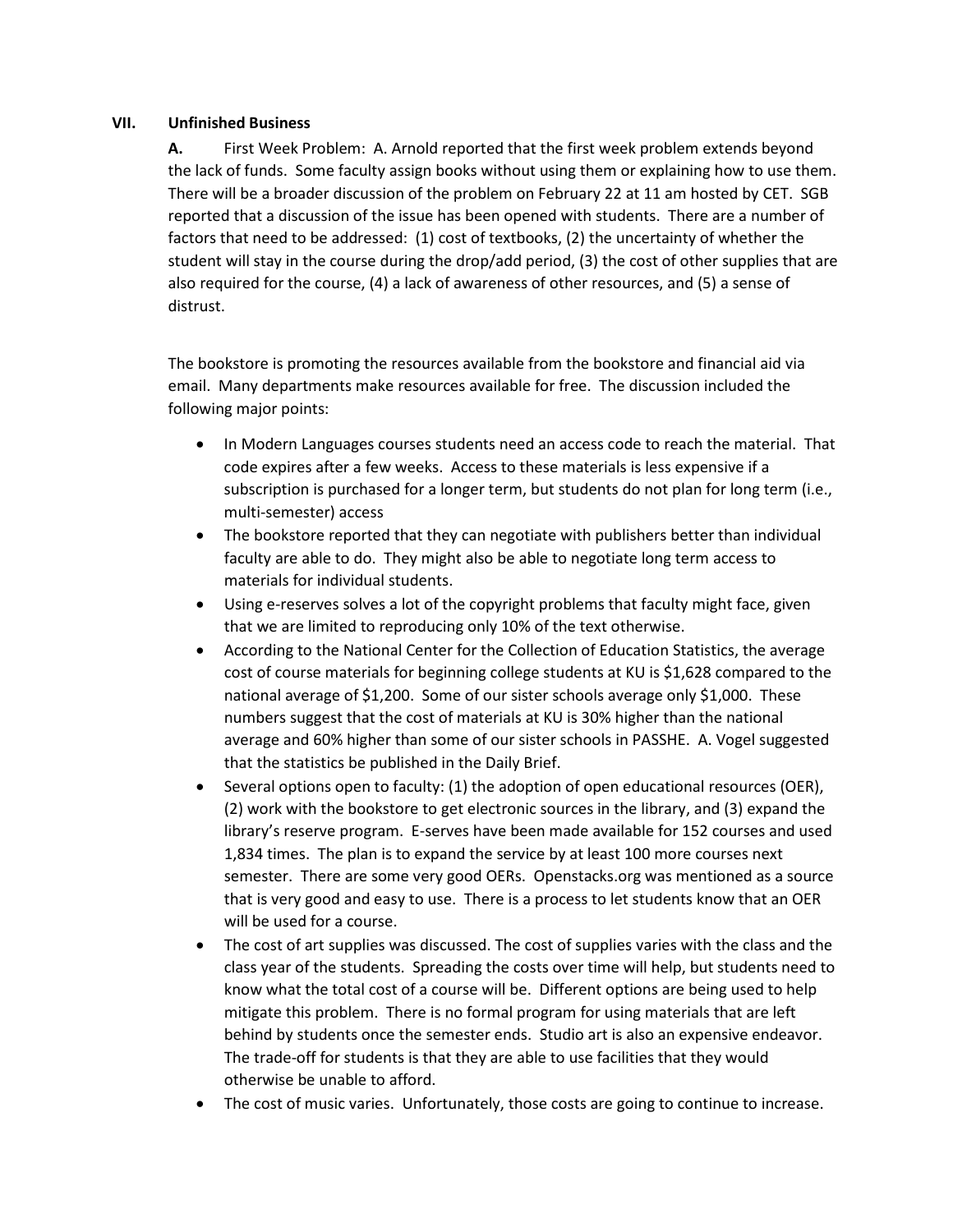## VII. Unfinished Business

**A.** First Week Problem: A. Arnold reported that the first week problem extends beyond the lack of funds. Some faculty assign books without using them or explaining how to use them. There will be a broader discussion of the problem on February 22 at 11 am hosted by CET. SGB reported that a discussion of the issue has been opened with students. There are a number of factors that need to be addressed: (1) cost of textbooks, (2) the uncertainty of whether the student will stay in the course during the drop/add period, (3) the cost of other supplies that are also required for the course, (4) a lack of awareness of other resources, and (5) a sense of distrust.

The bookstore is promoting the resources available from the bookstore and financial aid via email. Many departments make resources available for free. The discussion included the following major points:

- In Modern Languages courses students need an access code to reach the material. That code expires after a few weeks. Access to these materials is less expensive if a subscription is purchased for a longer term, but students do not plan for long term (i.e., multi-semester) access
- The bookstore reported that they can negotiate with publishers better than individual faculty are able to do. They might also be able to negotiate long term access to materials for individual students.
- Using e-reserves solves a lot of the copyright problems that faculty might face, given that we are limited to reproducing only 10% of the text otherwise.
- According to the National Center for the Collection of Education Statistics, the average cost of course materials for beginning college students at KU is $1,628 compared to the national average of $1,200. Some of our sister schools average only $1,000. These numbers suggest that the cost of materials at KU is 30% higher than the national average and 60% higher than some of our sister schools in PASSHE. A. Vogel suggested that the statistics be published in the Daily Brief.
- Several options open to faculty: (1) the adoption of open educational resources (OER), (2) work with the bookstore to get electronic sources in the library, and (3) expand the library's reserve program. E-serves have been made available for 152 courses and used 1,834 times. The plan is to expand the service by at least 100 more courses next semester. There are some very good OERs. Openstacks.org was mentioned as a source that is very good and easy to use. There is a process to let students know that an OER will be used for a course.
- The cost of art supplies was discussed. The cost of supplies varies with the class and the class year of the students. Spreading the costs over time will help, but students need to know what the total cost of a course will be. Different options are being used to help mitigate this problem. There is no formal program for using materials that are left behind by students once the semester ends. Studio art is also an expensive endeavor. The trade-off for students is that they are able to use facilities that they would otherwise be unable to afford.
- The cost of music varies. Unfortunately, those costs are going to continue to increase.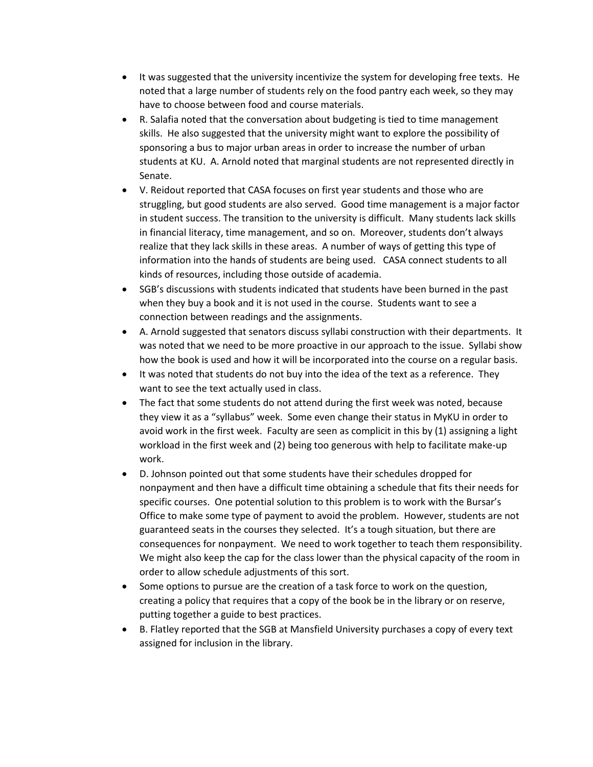- It was suggested that the university incentivize the system for developing free texts. He noted that a large number of students rely on the food pantry each week, so they may have to choose between food and course materials.
- R. Salafia noted that the conversation about budgeting is tied to time management skills. He also suggested that the university might want to explore the possibility of sponsoring a bus to major urban areas in order to increase the number of urban students at KU. A. Arnold noted that marginal students are not represented directly in Senate.
- V. Reidout reported that CASA focuses on first year students and those who are struggling, but good students are also served. Good time management is a major factor in student success. The transition to the university is difficult. Many students lack skills in financial literacy, time management, and so on. Moreover, students don't always realize that they lack skills in these areas. A number of ways of getting this type of information into the hands of students are being used. CASA connect students to all kinds of resources, including those outside of academia.
- SGB's discussions with students indicated that students have been burned in the past when they buy a book and it is not used in the course. Students want to see a connection between readings and the assignments.
- A. Arnold suggested that senators discuss syllabi construction with their departments. It was noted that we need to be more proactive in our approach to the issue. Syllabi show how the book is used and how it will be incorporated into the course on a regular basis.
- It was noted that students do not buy into the idea of the text as a reference. They want to see the text actually used in class.
- The fact that some students do not attend during the first week was noted, because they view it as a "syllabus" week. Some even change their status in MyKU in order to avoid work in the first week. Faculty are seen as complicit in this by (1) assigning a light workload in the first week and (2) being too generous with help to facilitate make-up work.
- D. Johnson pointed out that some students have their schedules dropped for nonpayment and then have a difficult time obtaining a schedule that fits their needs for specific courses. One potential solution to this problem is to work with the Bursar's Office to make some type of payment to avoid the problem. However, students are not guaranteed seats in the courses they selected. It's a tough situation, but there are consequences for nonpayment. We need to work together to teach them responsibility. We might also keep the cap for the class lower than the physical capacity of the room in order to allow schedule adjustments of this sort.
- Some options to pursue are the creation of a task force to work on the question, creating a policy that requires that a copy of the book be in the library or on reserve, putting together a guide to best practices.
- B. Flatley reported that the SGB at Mansfield University purchases a copy of every text assigned for inclusion in the library.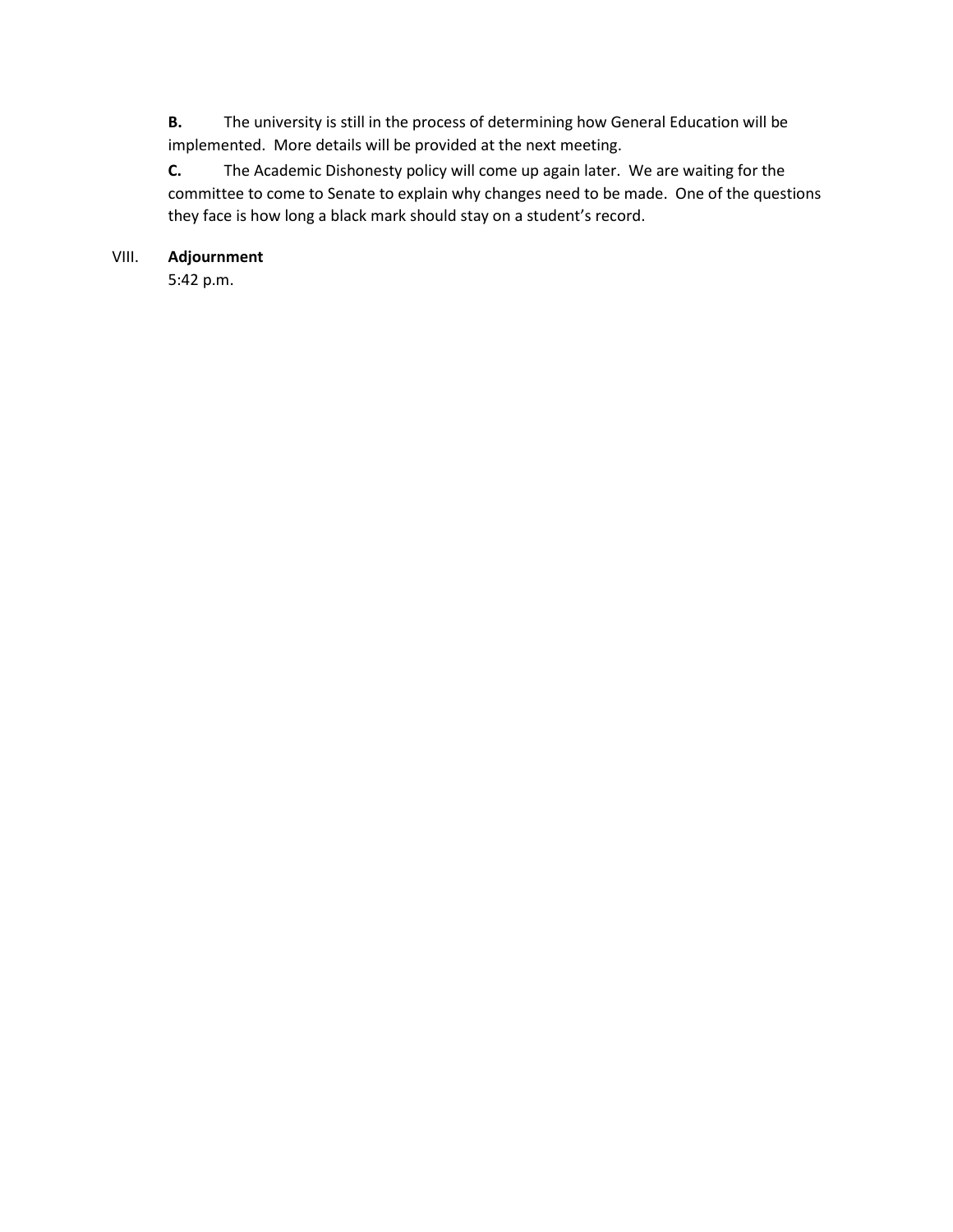**B.** The university is still in the process of determining how General Education will be implemented. More details will be provided at the next meeting.

**C.** The Academic Dishonesty policy will come up again later. We are waiting for the committee to come to Senate to explain why changes need to be made. One of the questions they face is how long a black mark should stay on a student's record.

VIII. **Adjournment**

5:42 p.m.